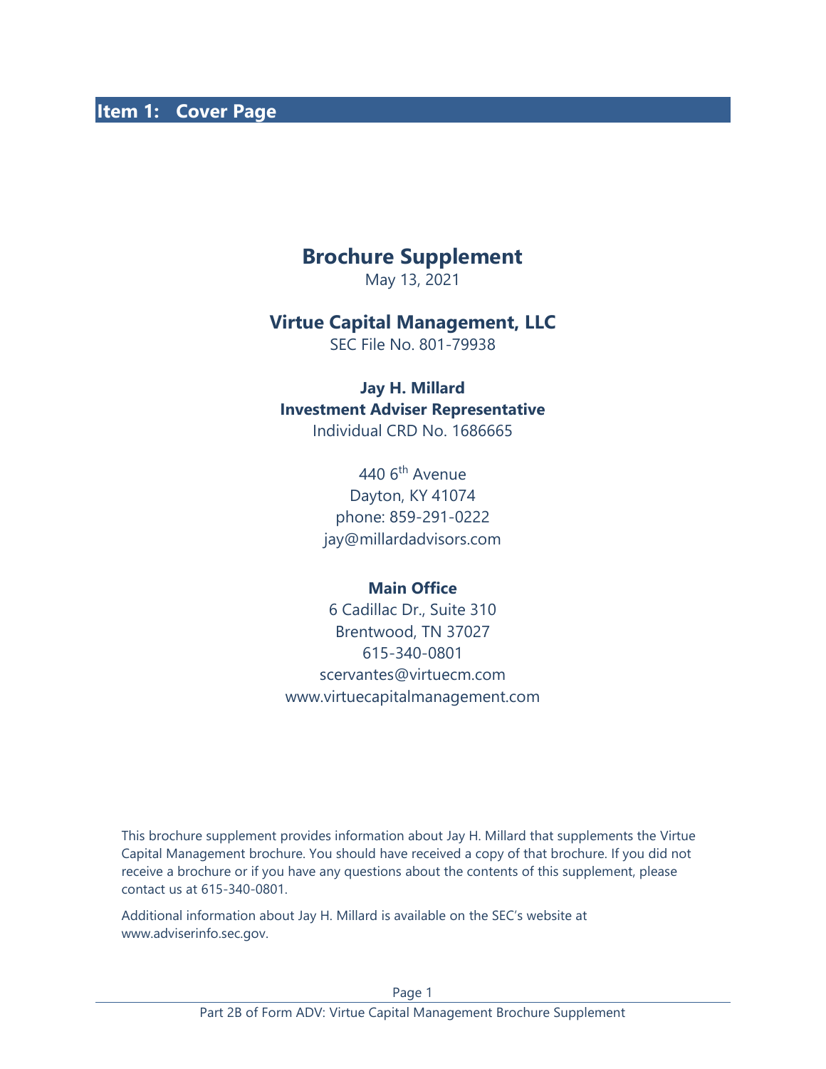# Item 1: Cover Page

## Brochure Supplement

May 13, 2021

## Virtue Capital Management, LLC

SEC File No. 801-79938

**Jay H. Millard**
**Investment Adviser Representative**
Individual CRD No. 1686665

440 6th Avenue
Dayton, KY 41074
phone: 859-291-0222
jay@millardadvisors.com

**Main Office**
6 Cadillac Dr., Suite 310
Brentwood, TN 37027
615-340-0801
scervantes@virtuecm.com
www.virtuecapitalmanagement.com

This brochure supplement provides information about Jay H. Millard that supplements the Virtue Capital Management brochure. You should have received a copy of that brochure. If you did not receive a brochure or if you have any questions about the contents of this supplement, please contact us at 615-340-0801.

Additional information about Jay H. Millard is available on the SEC's website at www.adviserinfo.sec.gov.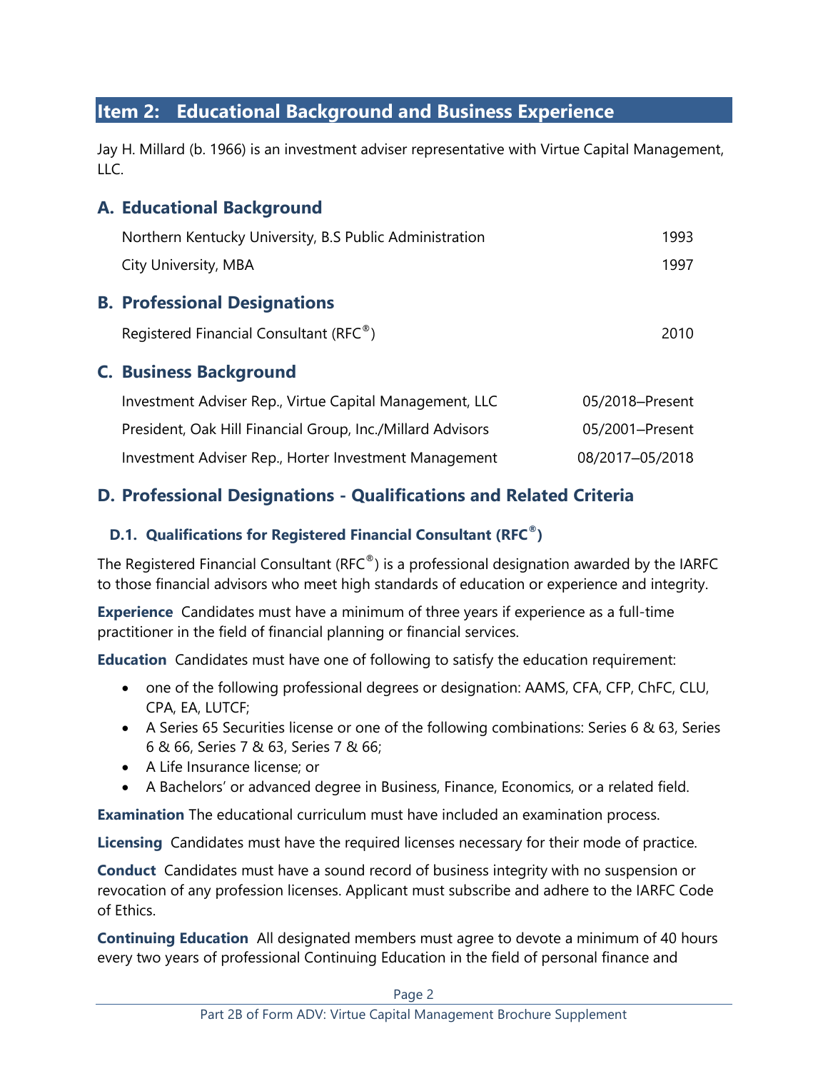## Item 2: Educational Background and Business Experience

Jay H. Millard (b. 1966) is an investment adviser representative with Virtue Capital Management, LLC.

### A. Educational Background

| | |
|---|---|
| Northern Kentucky University, B.S Public Administration | 1993 |
| City University, MBA | 1997 |

### B. Professional Designations

| | |
|---|---|
| Registered Financial Consultant (RFC®) | 2010 |

### C. Business Background

| | |
|---|---|
| Investment Adviser Rep., Virtue Capital Management, LLC | 05/2018–Present |
| President, Oak Hill Financial Group, Inc./Millard Advisors | 05/2001–Present |
| Investment Adviser Rep., Horter Investment Management | 08/2017–05/2018 |

### D. Professional Designations - Qualifications and Related Criteria

#### D.1. Qualifications for Registered Financial Consultant (RFC®)

The Registered Financial Consultant (RFC®) is a professional designation awarded by the IARFC to those financial advisors who meet high standards of education or experience and integrity.

**Experience** Candidates must have a minimum of three years if experience as a full-time practitioner in the field of financial planning or financial services.

**Education** Candidates must have one of following to satisfy the education requirement:

- one of the following professional degrees or designation: AAMS, CFA, CFP, ChFC, CLU, CPA, EA, LUTCF;
- A Series 65 Securities license or one of the following combinations: Series 6 & 63, Series 6 & 66, Series 7 & 63, Series 7 & 66;
- A Life Insurance license; or
- A Bachelors' or advanced degree in Business, Finance, Economics, or a related field.

**Examination** The educational curriculum must have included an examination process.

**Licensing** Candidates must have the required licenses necessary for their mode of practice.

**Conduct** Candidates must have a sound record of business integrity with no suspension or revocation of any profession licenses. Applicant must subscribe and adhere to the IARFC Code of Ethics.

**Continuing Education** All designated members must agree to devote a minimum of 40 hours every two years of professional Continuing Education in the field of personal finance and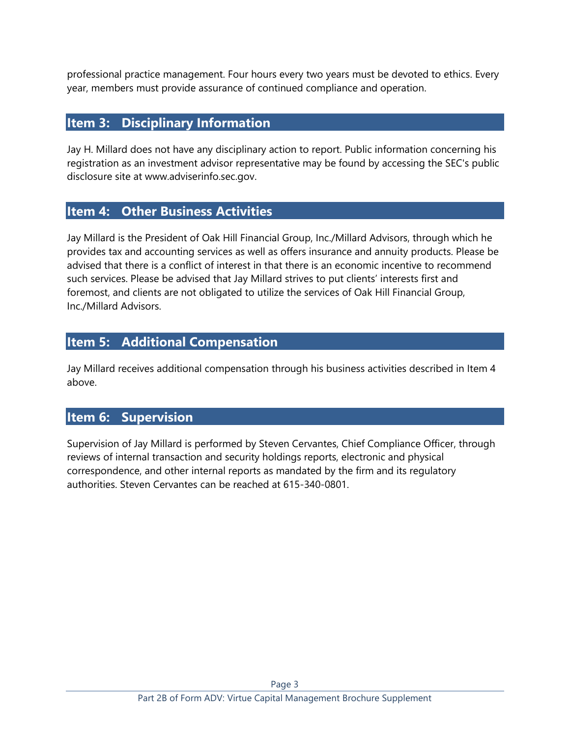professional practice management. Four hours every two years must be devoted to ethics. Every year, members must provide assurance of continued compliance and operation.

## Item 3: Disciplinary Information

Jay H. Millard does not have any disciplinary action to report. Public information concerning his registration as an investment advisor representative may be found by accessing the SEC's public disclosure site at www.adviserinfo.sec.gov.

## Item 4: Other Business Activities

Jay Millard is the President of Oak Hill Financial Group, Inc./Millard Advisors, through which he provides tax and accounting services as well as offers insurance and annuity products. Please be advised that there is a conflict of interest in that there is an economic incentive to recommend such services. Please be advised that Jay Millard strives to put clients' interests first and foremost, and clients are not obligated to utilize the services of Oak Hill Financial Group, Inc./Millard Advisors.

## Item 5: Additional Compensation

Jay Millard receives additional compensation through his business activities described in Item 4 above.

## Item 6: Supervision

Supervision of Jay Millard is performed by Steven Cervantes, Chief Compliance Officer, through reviews of internal transaction and security holdings reports, electronic and physical correspondence, and other internal reports as mandated by the firm and its regulatory authorities. Steven Cervantes can be reached at 615-340-0801.